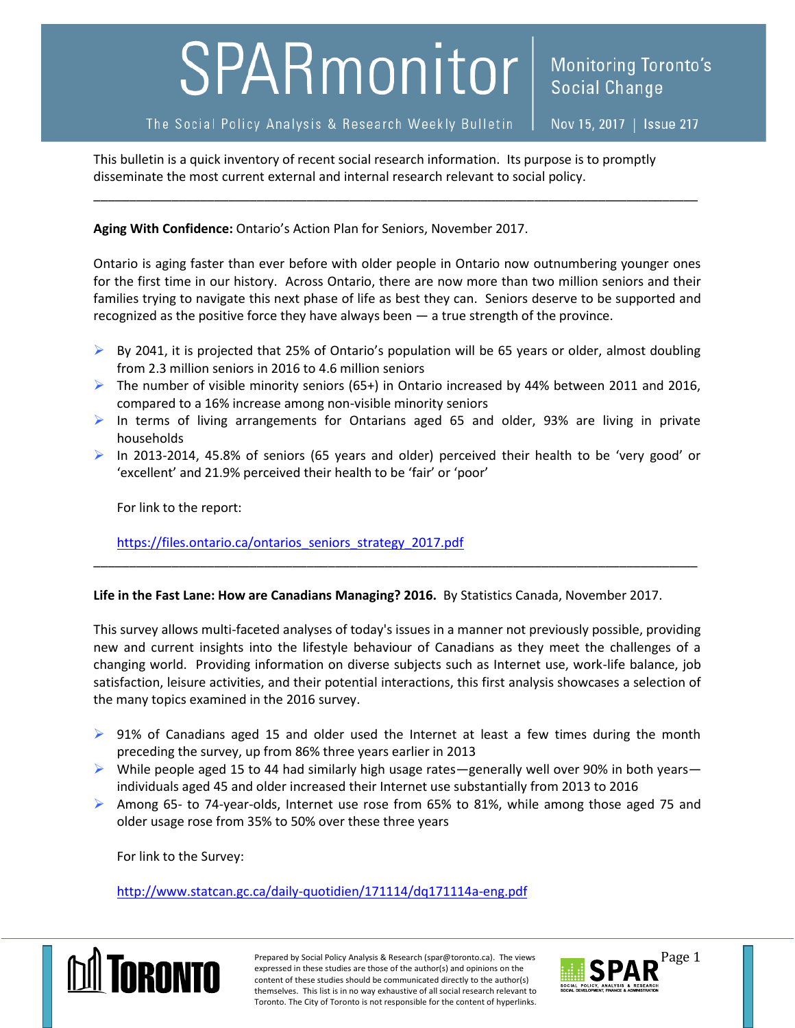# SPARmonitor

The Social Policy Analysis & Research Weekly Bulletin

Monitoring Toronto's Social Change

Nov 15, 2017 | Issue 217

This bulletin is a quick inventory of recent social research information. Its purpose is to promptly disseminate the most current external and internal research relevant to social policy.

---

**Aging With Confidence:** Ontario's Action Plan for Seniors, November 2017.

Ontario is aging faster than ever before with older people in Ontario now outnumbering younger ones for the first time in our history. Across Ontario, there are now more than two million seniors and their families trying to navigate this next phase of life as best they can. Seniors deserve to be supported and recognized as the positive force they have always been — a true strength of the province.

- By 2041, it is projected that 25% of Ontario's population will be 65 years or older, almost doubling from 2.3 million seniors in 2016 to 4.6 million seniors
- The number of visible minority seniors (65+) in Ontario increased by 44% between 2011 and 2016, compared to a 16% increase among non-visible minority seniors
- In terms of living arrangements for Ontarians aged 65 and older, 93% are living in private households
- In 2013-2014, 45.8% of seniors (65 years and older) perceived their health to be 'very good' or 'excellent' and 21.9% perceived their health to be 'fair' or 'poor'

For link to the report:

https://files.ontario.ca/ontarios_seniors_strategy_2017.pdf

---

**Life in the Fast Lane: How are Canadians Managing? 2016.** By Statistics Canada, November 2017.

This survey allows multi-faceted analyses of today's issues in a manner not previously possible, providing new and current insights into the lifestyle behaviour of Canadians as they meet the challenges of a changing world. Providing information on diverse subjects such as Internet use, work-life balance, job satisfaction, leisure activities, and their potential interactions, this first analysis showcases a selection of the many topics examined in the 2016 survey.

- 91% of Canadians aged 15 and older used the Internet at least a few times during the month preceding the survey, up from 86% three years earlier in 2013
- While people aged 15 to 44 had similarly high usage rates—generally well over 90% in both years—individuals aged 45 and older increased their Internet use substantially from 2013 to 2016
- Among 65- to 74-year-olds, Internet use rose from 65% to 81%, while among those aged 75 and older usage rose from 35% to 50% over these three years

For link to the Survey:

http://www.statcan.gc.ca/daily-quotidien/171114/dq171114a-eng.pdf

Prepared by Social Policy Analysis & Research (spar@toronto.ca). The views expressed in these studies are those of the author(s) and opinions on the content of these studies should be communicated directly to the author(s) themselves. This list is in no way exhaustive of all social research relevant to Toronto. The City of Toronto is not responsible for the content of hyperlinks.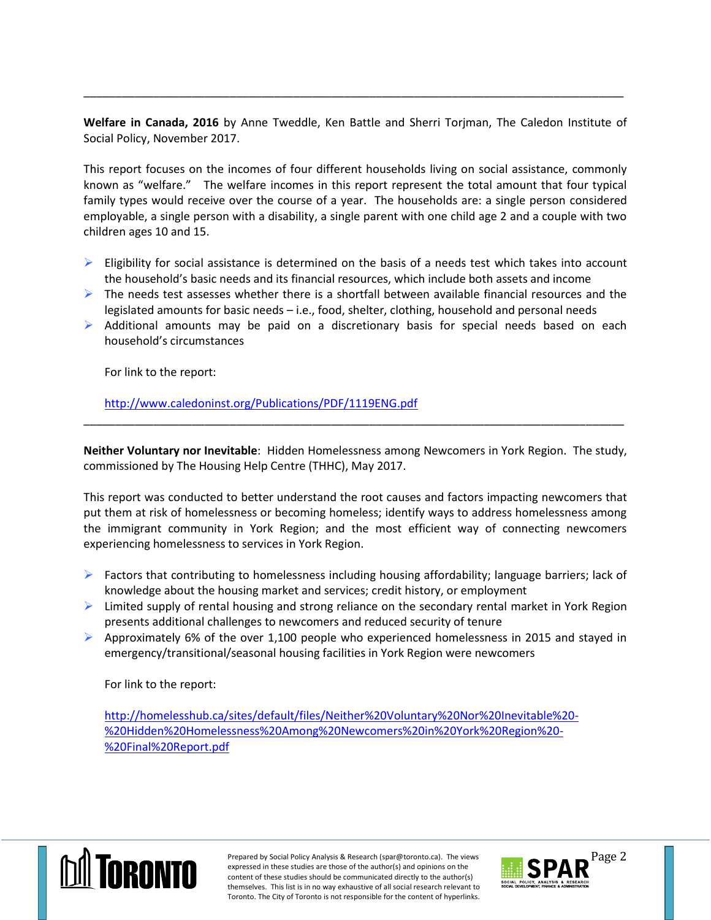---

**Welcome in Canada, 2016** by Anne Tweddle, Ken Battle and Sherri Torjman, The Caledon Institute of Social Policy, November 2017.

This report focuses on the incomes of four different households living on social assistance, commonly known as "welfare." The welfare incomes in this report represent the total amount that four typical family types would receive over the course of a year. The households are: a single person considered employable, a single person with a disability, a single parent with one child age 2 and a couple with two children ages 10 and 15.

- Eligibility for social assistance is determined on the basis of a needs test which takes into account the household's basic needs and its financial resources, which include both assets and income
- The needs test assesses whether there is a shortfall between available financial resources and the legislated amounts for basic needs – i.e., food, shelter, clothing, household and personal needs
- Additional amounts may be paid on a discretionary basis for special needs based on each household's circumstances

For link to the report:

http://www.caledoninst.org/Publications/PDF/1119ENG.pdf

---

**Neither Voluntary nor Inevitable**: Hidden Homelessness among Newcomers in York Region. The study, commissioned by The Housing Help Centre (THHC), May 2017.

This report was conducted to better understand the root causes and factors impacting newcomers that put them at risk of homelessness or becoming homeless; identify ways to address homelessness among the immigrant community in York Region; and the most efficient way of connecting newcomers experiencing homelessness to services in York Region.

- Factors that contributing to homelessness including housing affordability; language barriers; lack of knowledge about the housing market and services; credit history, or employment
- Limited supply of rental housing and strong reliance on the secondary rental market in York Region presents additional challenges to newcomers and reduced security of tenure
- Approximately 6% of the over 1,100 people who experienced homelessness in 2015 and stayed in emergency/transitional/seasonal housing facilities in York Region were newcomers

For link to the report:

http://homelesshub.ca/sites/default/files/Neither%20Voluntary%20Nor%20Inevitable%20-%20Hidden%20Homelessness%20Among%20Newcomers%20in%20York%20Region%20-%20Final%20Report.pdf

Prepared by Social Policy Analysis & Research (spar@toronto.ca). The views expressed in these studies are those of the author(s) and opinions on the content of these studies should be communicated directly to the author(s) themselves. This list is in no way exhaustive of all social research relevant to Toronto. The City of Toronto is not responsible for the content of hyperlinks.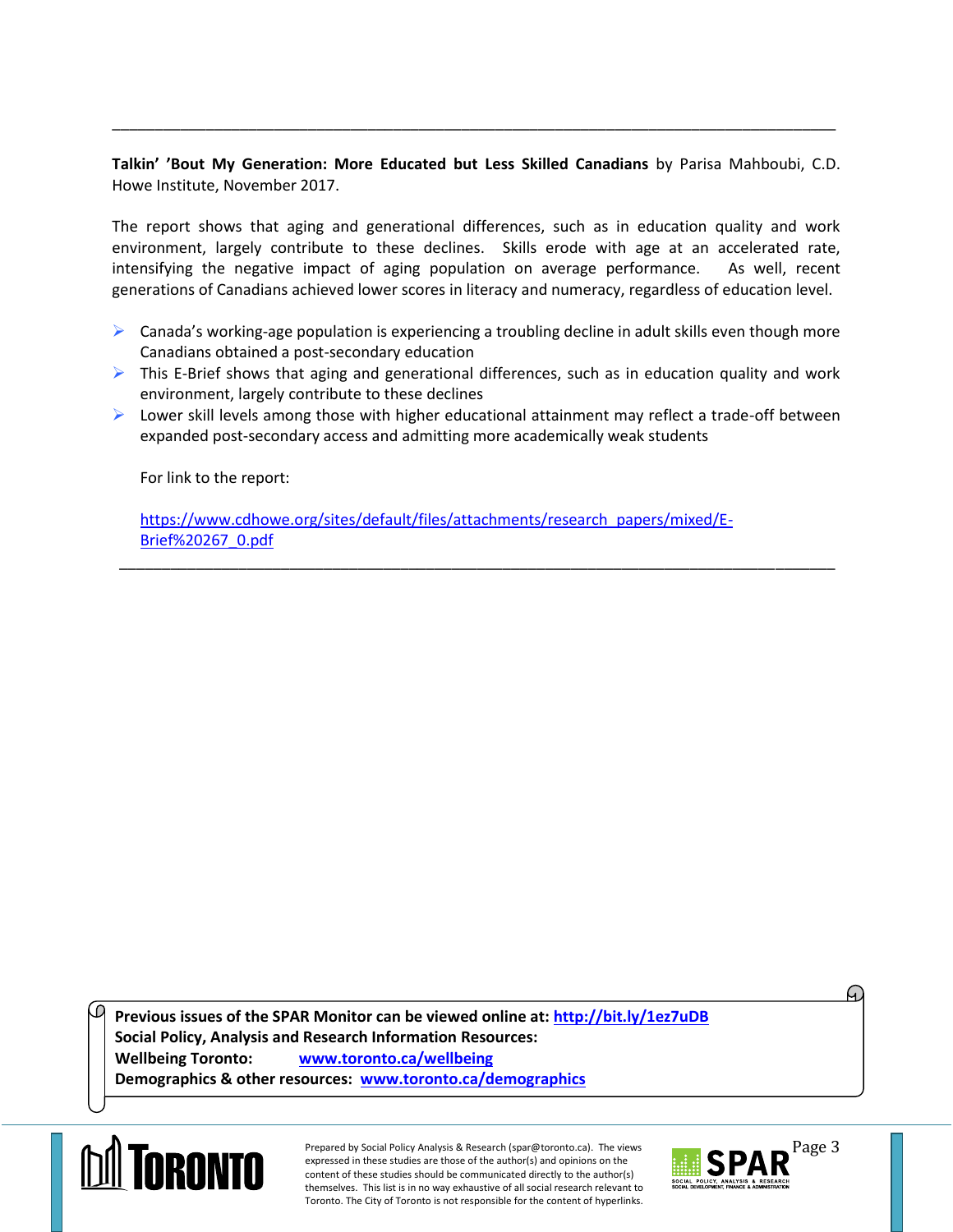---

**Talkin' 'Bout My Generation: More Educated but Less Skilled Canadians** by Parisa Mahboubi, C.D. Howe Institute, November 2017.

The report shows that aging and generational differences, such as in education quality and work environment, largely contribute to these declines. Skills erode with age at an accelerated rate, intensifying the negative impact of aging population on average performance. As well, recent generations of Canadians achieved lower scores in literacy and numeracy, regardless of education level.

- Canada's working-age population is experiencing a troubling decline in adult skills even though more Canadians obtained a post-secondary education
- This E-Brief shows that aging and generational differences, such as in education quality and work environment, largely contribute to these declines
- Lower skill levels among those with higher educational attainment may reflect a trade-off between expanded post-secondary access and admitting more academically weak students

For link to the report:

https://www.cdhowe.org/sites/default/files/attachments/research_papers/mixed/E-Brief%20267_0.pdf

---

**Previous issues of the SPAR Monitor can be viewed online at: http://bit.ly/1ez7uDB**
**Social Policy, Analysis and Research Information Resources:**
**Wellbeing Toronto: www.toronto.ca/wellbeing**
**Demographics & other resources: www.toronto.ca/demographics**

TORONTO

Prepared by Social Policy Analysis & Research (spar@toronto.ca). The views expressed in these studies are those of the author(s) and opinions on the content of these studies should be communicated directly to the author(s) themselves. This list is in no way exhaustive of all social research relevant to Toronto. The City of Toronto is not responsible for the content of hyperlinks.

SPAR
SOCIAL POLICY, ANALYSIS & RESEARCH
SOCIAL DEVELOPMENT, FINANCE & ADMINISTRATION